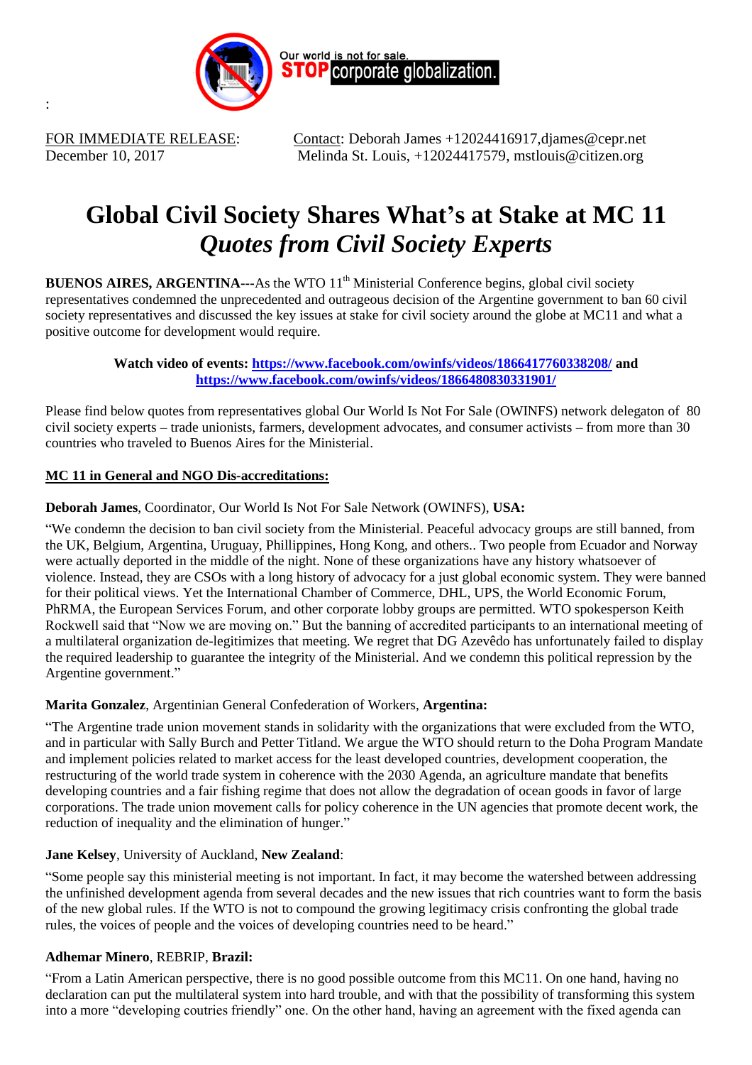Our world is not for sale. STOP corporate globalization.

:

FOR IMMEDIATE RELEASE:
December 10, 2017

Contact: Deborah James +12024416917,djames@cepr.net
Melinda St. Louis, +12024417579, mstlouis@citizen.org

# Global Civil Society Shares What's at Stake at MC 11
## *Quotes from Civil Society Experts*

**BUENOS AIRES, ARGENTINA---**As the WTO 11th Ministerial Conference begins, global civil society representatives condemned the unprecedented and outrageous decision of the Argentine government to ban 60 civil society representatives and discussed the key issues at stake for civil society around the globe at MC11 and what a positive outcome for development would require.

**Watch video of events: https://www.facebook.com/owinfs/videos/1866417760338208/ and https://www.facebook.com/owinfs/videos/1866480830331901/**

Please find below quotes from representatives global Our World Is Not For Sale (OWINFS) network delegaton of 80 civil society experts – trade unionists, farmers, development advocates, and consumer activists – from more than 30 countries who traveled to Buenos Aires for the Ministerial.

### MC 11 in General and NGO Dis-accreditations:

**Deborah James**, Coordinator, Our World Is Not For Sale Network (OWINFS), **USA:**

"We condemn the decision to ban civil society from the Ministerial. Peaceful advocacy groups are still banned, from the UK, Belgium, Argentina, Uruguay, Phillippines, Hong Kong, and others.. Two people from Ecuador and Norway were actually deported in the middle of the night. None of these organizations have any history whatsoever of violence. Instead, they are CSOs with a long history of advocacy for a just global economic system. They were banned for their political views. Yet the International Chamber of Commerce, DHL, UPS, the World Economic Forum, PhRMA, the European Services Forum, and other corporate lobby groups are permitted. WTO spokesperson Keith Rockwell said that "Now we are moving on." But the banning of accredited participants to an international meeting of a multilateral organization de-legitimizes that meeting. We regret that DG Azevêdo has unfortunately failed to display the required leadership to guarantee the integrity of the Ministerial. And we condemn this political repression by the Argentine government."

**Marita Gonzalez**, Argentinian General Confederation of Workers, **Argentina:**

"The Argentine trade union movement stands in solidarity with the organizations that were excluded from the WTO, and in particular with Sally Burch and Petter Titland. We argue the WTO should return to the Doha Program Mandate and implement policies related to market access for the least developed countries, development cooperation, the restructuring of the world trade system in coherence with the 2030 Agenda, an agriculture mandate that benefits developing countries and a fair fishing regime that does not allow the degradation of ocean goods in favor of large corporations. The trade union movement calls for policy coherence in the UN agencies that promote decent work, the reduction of inequality and the elimination of hunger."

**Jane Kelsey**, University of Auckland, **New Zealand**:

"Some people say this ministerial meeting is not important. In fact, it may become the watershed between addressing the unfinished development agenda from several decades and the new issues that rich countries want to form the basis of the new global rules. If the WTO is not to compound the growing legitimacy crisis confronting the global trade rules, the voices of people and the voices of developing countries need to be heard."

**Adhemar Minero**, REBRIP, **Brazil:**

"From a Latin American perspective, there is no good possible outcome from this MC11. On one hand, having no declaration can put the multilateral system into hard trouble, and with that the possibility of transforming this system into a more "developing coutries friendly" one. On the other hand, having an agreement with the fixed agenda can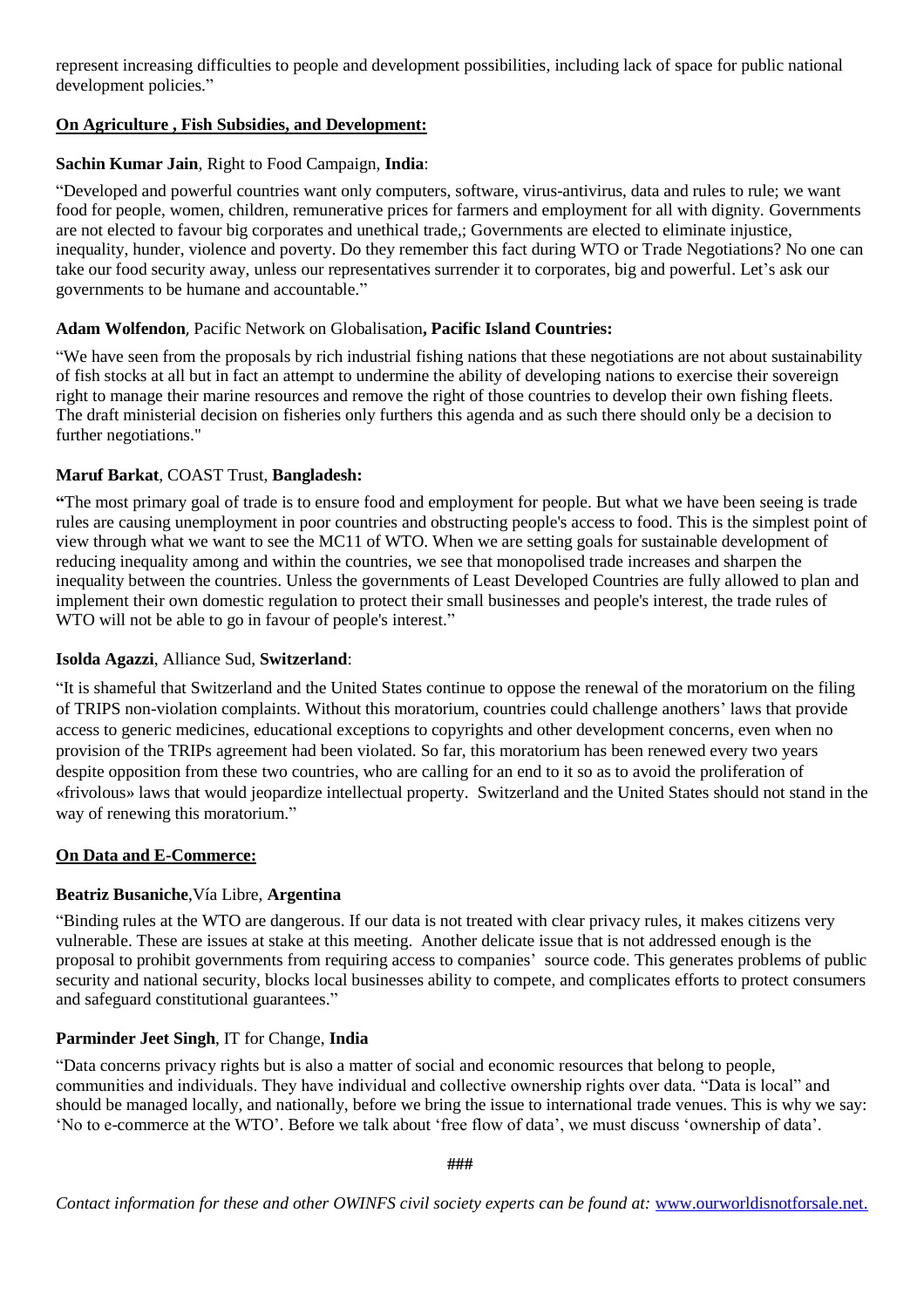represent increasing difficulties to people and development possibilities, including lack of space for public national development policies."

**On Agriculture , Fish Subsidies, and Development:**

**Sachin Kumar Jain**, Right to Food Campaign, **India**:

"Developed and powerful countries want only computers, software, virus-antivirus, data and rules to rule; we want food for people, women, children, remunerative prices for farmers and employment for all with dignity. Governments are not elected to favour big corporates and unethical trade,; Governments are elected to eliminate injustice, inequality, hunder, violence and poverty. Do they remember this fact during WTO or Trade Negotiations? No one can take our food security away, unless our representatives surrender it to corporates, big and powerful. Let's ask our governments to be humane and accountable."

**Adam Wolfendon**, Pacific Network on Globalisation**, Pacific Island Countries:**

"We have seen from the proposals by rich industrial fishing nations that these negotiations are not about sustainability of fish stocks at all but in fact an attempt to undermine the ability of developing nations to exercise their sovereign right to manage their marine resources and remove the right of those countries to develop their own fishing fleets. The draft ministerial decision on fisheries only furthers this agenda and as such there should only be a decision to further negotiations."

**Maruf Barkat**, COAST Trust, **Bangladesh:**

**"**The most primary goal of trade is to ensure food and employment for people. But what we have been seeing is trade rules are causing unemployment in poor countries and obstructing people's access to food. This is the simplest point of view through what we want to see the MC11 of WTO. When we are setting goals for sustainable development of reducing inequality among and within the countries, we see that monopolised trade increases and sharpen the inequality between the countries. Unless the governments of Least Developed Countries are fully allowed to plan and implement their own domestic regulation to protect their small businesses and people's interest, the trade rules of WTO will not be able to go in favour of people's interest."

**Isolda Agazzi**, Alliance Sud, **Switzerland**:

"It is shameful that Switzerland and the United States continue to oppose the renewal of the moratorium on the filing of TRIPS non-violation complaints. Without this moratorium, countries could challenge anothers' laws that provide access to generic medicines, educational exceptions to copyrights and other development concerns, even when no provision of the TRIPs agreement had been violated. So far, this moratorium has been renewed every two years despite opposition from these two countries, who are calling for an end to it so as to avoid the proliferation of «frivolous» laws that would jeopardize intellectual property. Switzerland and the United States should not stand in the way of renewing this moratorium."

**On Data and E-Commerce:**

**Beatriz Busaniche**,Vía Libre, **Argentina**

"Binding rules at the WTO are dangerous. If our data is not treated with clear privacy rules, it makes citizens very vulnerable. These are issues at stake at this meeting. Another delicate issue that is not addressed enough is the proposal to prohibit governments from requiring access to companies' source code. This generates problems of public security and national security, blocks local businesses ability to compete, and complicates efforts to protect consumers and safeguard constitutional guarantees."

**Parminder Jeet Singh**, IT for Change, **India**

"Data concerns privacy rights but is also a matter of social and economic resources that belong to people, communities and individuals. They have individual and collective ownership rights over data. "Data is local" and should be managed locally, and nationally, before we bring the issue to international trade venues. This is why we say: 'No to e-commerce at the WTO'. Before we talk about 'free flow of data', we must discuss 'ownership of data'.

###

*Contact information for these and other OWINFS civil society experts can be found at:* www.ourworldisnotforsale.net.